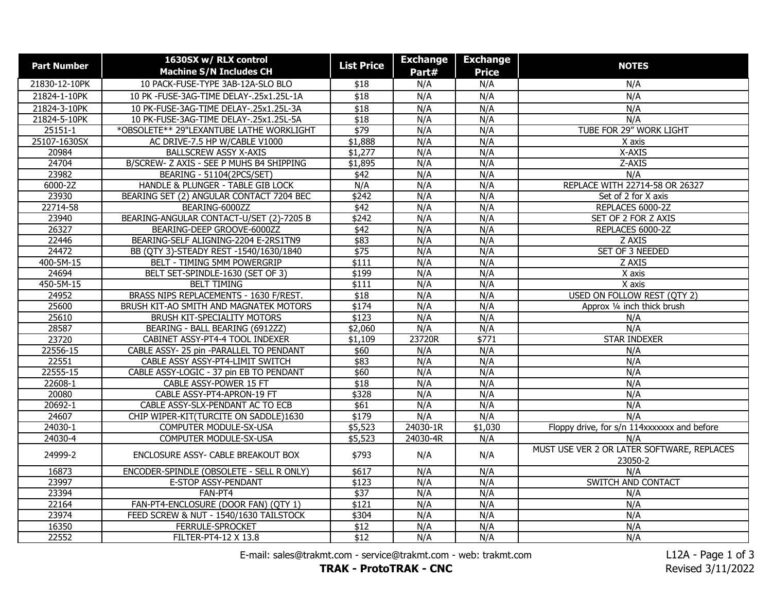| Part Number | 1630SX w/ RLX control Machine S/N Includes CH | List Price | Exchange Part# | Exchange Price | NOTES |
|---|---|---|---|---|---|
| 21830-12-10PK | 10 PACK-FUSE-TYPE 3AB-12A-SLO BLO | $18 | N/A | N/A | N/A |
| 21824-1-10PK | 10 PK -FUSE-3AG-TIME DELAY-.25x1.25L-1A | $18 | N/A | N/A | N/A |
| 21824-3-10PK | 10 PK-FUSE-3AG-TIME DELAY-.25x1.25L-3A | $18 | N/A | N/A | N/A |
| 21824-5-10PK | 10 PK-FUSE-3AG-TIME DELAY-.25x1.25L-5A | $18 | N/A | N/A | N/A |
| 25151-1 | *OBSOLETE** 29"LEXANTUBE LATHE WORKLIGHT | $79 | N/A | N/A | TUBE FOR 29" WORK LIGHT |
| 25107-1630SX | AC DRIVE-7.5 HP W/CABLE V1000 | $1,888 | N/A | N/A | X axis |
| 20984 | BALLSCREW ASSY X-AXIS | $1,277 | N/A | N/A | X-AXIS |
| 24704 | B/SCREW- Z AXIS - SEE P MUHS B4 SHIPPING | $1,895 | N/A | N/A | Z-AXIS |
| 23982 | BEARING - 51104(2PCS/SET) | $42 | N/A | N/A | N/A |
| 6000-2Z | HANDLE & PLUNGER - TABLE GIB LOCK | N/A | N/A | N/A | REPLACE WITH 22714-58 OR 26327 |
| 23930 | BEARING SET (2) ANGULAR CONTACT 7204 BEC | $242 | N/A | N/A | Set of 2 for X axis |
| 22714-58 | BEARING-6000ZZ | $42 | N/A | N/A | REPLACES 6000-2Z |
| 23940 | BEARING-ANGULAR CONTACT-U/SET (2)-7205 B | $242 | N/A | N/A | SET OF 2 FOR Z AXIS |
| 26327 | BEARING-DEEP GROOVE-6000ZZ | $42 | N/A | N/A | REPLACES 6000-2Z |
| 22446 | BEARING-SELF ALIGNING-2204 E-2RS1TN9 | $83 | N/A | N/A | Z AXIS |
| 24472 | BB (QTY 3)-STEADY REST -1540/1630/1840 | $75 | N/A | N/A | SET OF 3 NEEDED |
| 400-5M-15 | BELT - TIMING 5MM POWERGRIP | $111 | N/A | N/A | Z AXIS |
| 24694 | BELT SET-SPINDLE-1630 (SET OF 3) | $199 | N/A | N/A | X axis |
| 450-5M-15 | BELT TIMING | $111 | N/A | N/A | X axis |
| 24952 | BRASS NIPS REPLACEMENTS - 1630 F/REST. | $18 | N/A | N/A | USED ON FOLLOW REST (QTY 2) |
| 25600 | BRUSH KIT-AO SMITH AND MAGNATEK MOTORS | $174 | N/A | N/A | Approx ¼ inch thick brush |
| 25610 | BRUSH KIT-SPECIALITY MOTORS | $123 | N/A | N/A | N/A |
| 28587 | BEARING - BALL BEARING (6912ZZ) | $2,060 | N/A | N/A | N/A |
| 23720 | CABINET ASSY-PT4-4 TOOL INDEXER | $1,109 | 23720R | $771 | STAR INDEXER |
| 22556-15 | CABLE ASSY- 25 pin -PARALLEL TO PENDANT | $60 | N/A | N/A | N/A |
| 22551 | CABLE ASSY ASSY-PT4-LIMIT SWITCH | $83 | N/A | N/A | N/A |
| 22555-15 | CABLE ASSY-LOGIC - 37 pin EB TO PENDANT | $60 | N/A | N/A | N/A |
| 22608-1 | CABLE ASSY-POWER 15 FT | $18 | N/A | N/A | N/A |
| 20080 | CABLE ASSY-PT4-APRON-19 FT | $328 | N/A | N/A | N/A |
| 20692-1 | CABLE ASSY-SLX-PENDANT AC TO ECB | $61 | N/A | N/A | N/A |
| 24607 | CHIP WIPER-KIT(TURCITE ON SADDLE)1630 | $179 | N/A | N/A | N/A |
| 24030-1 | COMPUTER MODULE-SX-USA | $5,523 | 24030-1R | $1,030 | Floppy drive, for s/n 114xxxxxxx and before |
| 24030-4 | COMPUTER MODULE-SX-USA | $5,523 | 24030-4R | N/A | N/A |
| 24999-2 | ENCLOSURE ASSY- CABLE BREAKOUT BOX | $793 | N/A | N/A | MUST USE VER 2 OR LATER SOFTWARE, REPLACES 23050-2 |
| 16873 | ENCODER-SPINDLE (OBSOLETE - SELL R ONLY) | $617 | N/A | N/A | N/A |
| 23997 | E-STOP ASSY-PENDANT | $123 | N/A | N/A | SWITCH AND CONTACT |
| 23394 | FAN-PT4 | $37 | N/A | N/A | N/A |
| 22164 | FAN-PT4-ENCLOSURE (DOOR FAN) (QTY 1) | $121 | N/A | N/A | N/A |
| 23974 | FEED SCREW & NUT - 1540/1630 TAILSTOCK | $304 | N/A | N/A | N/A |
| 16350 | FERRULE-SPROCKET | $12 | N/A | N/A | N/A |
| 22552 | FILTER-PT4-12 X 13.8 | $12 | N/A | N/A | N/A |

E-mail: sales@trakmt.com - service@trakmt.com - web: trakmt.com

**TRAK - ProtoTRAK - CNC**

L12A - Revised 3/11/2022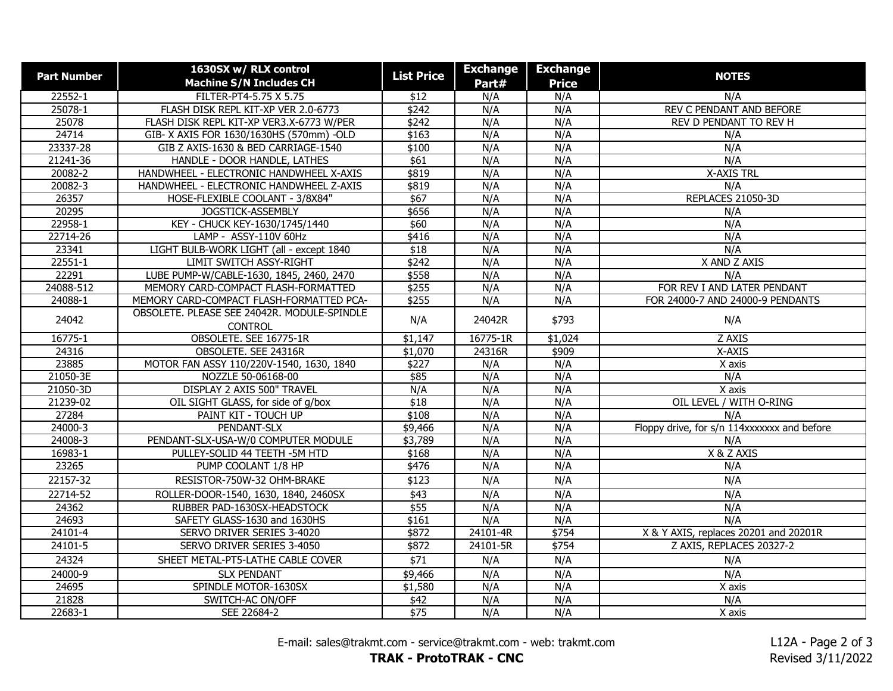| Part Number | 1630SX w/ RLX control Machine S/N Includes CH | List Price | Exchange Part# | Exchange Price | NOTES |
|---|---|---|---|---|---|
| 22552-1 | FILTER-PT4-5.75 X 5.75 | $12 | N/A | N/A | N/A |
| 25078-1 | FLASH DISK REPL KIT-XP VER 2.0-6773 | $242 | N/A | N/A | REV C PENDANT AND BEFORE |
| 25078 | FLASH DISK REPL KIT-XP VER3.X-6773 W/PER | $242 | N/A | N/A | REV D PENDANT TO REV H |
| 24714 | GIB- X AXIS FOR 1630/1630HS (570mm) -OLD | $163 | N/A | N/A | N/A |
| 23337-28 | GIB Z AXIS-1630 & BED CARRIAGE-1540 | $100 | N/A | N/A | N/A |
| 21241-36 | HANDLE - DOOR HANDLE, LATHES | $61 | N/A | N/A | N/A |
| 20082-2 | HANDWHEEL - ELECTRONIC HANDWHEEL X-AXIS | $819 | N/A | N/A | X-AXIS TRL |
| 20082-3 | HANDWHEEL - ELECTRONIC HANDWHEEL Z-AXIS | $819 | N/A | N/A | N/A |
| 26357 | HOSE-FLEXIBLE COOLANT - 3/8X84" | $67 | N/A | N/A | REPLACES 21050-3D |
| 20295 | JOGSTICK-ASSEMBLY | $656 | N/A | N/A | N/A |
| 22958-1 | KEY - CHUCK KEY-1630/1745/1440 | $60 | N/A | N/A | N/A |
| 22714-26 | LAMP - ASSY-110V 60Hz | $416 | N/A | N/A | N/A |
| 23341 | LIGHT BULB-WORK LIGHT (all - except 1840 | $18 | N/A | N/A | N/A |
| 22551-1 | LIMIT SWITCH ASSY-RIGHT | $242 | N/A | N/A | X AND Z AXIS |
| 22291 | LUBE PUMP-W/CABLE-1630, 1845, 2460, 2470 | $558 | N/A | N/A | N/A |
| 24088-512 | MEMORY CARD-COMPACT FLASH-FORMATTED | $255 | N/A | N/A | FOR REV I AND LATER PENDANT |
| 24088-1 | MEMORY CARD-COMPACT FLASH-FORMATTED PCA- | $255 | N/A | N/A | FOR 24000-7 AND 24000-9 PENDANTS |
| 24042 | OBSOLETE. PLEASE SEE 24042R. MODULE-SPINDLE CONTROL | N/A | 24042R | $793 | N/A |
| 16775-1 | OBSOLETE. SEE 16775-1R | $1,147 | 16775-1R | $1,024 | Z AXIS |
| 24316 | OBSOLETE. SEE 24316R | $1,070 | 24316R | $909 | X-AXIS |
| 23885 | MOTOR FAN ASSY 110/220V-1540, 1630, 1840 | $227 | N/A | N/A | X axis |
| 21050-3E | NOZZLE 50-06168-00 | $85 | N/A | N/A | N/A |
| 21050-3D | DISPLAY 2 AXIS 500" TRAVEL | N/A | N/A | N/A | X axis |
| 21239-02 | OIL SIGHT GLASS, for side of g/box | $18 | N/A | N/A | OIL LEVEL / WITH O-RING |
| 27284 | PAINT KIT - TOUCH UP | $108 | N/A | N/A | N/A |
| 24000-3 | PENDANT-SLX | $9,466 | N/A | N/A | Floppy drive, for s/n 114xxxxxxx and before |
| 24008-3 | PENDANT-SLX-USA-W/0 COMPUTER MODULE | $3,789 | N/A | N/A | N/A |
| 16983-1 | PULLEY-SOLID 44 TEETH -5M HTD | $168 | N/A | N/A | X & Z AXIS |
| 23265 | PUMP COOLANT 1/8 HP | $476 | N/A | N/A | N/A |
| 22157-32 | RESISTOR-750W-32 OHM-BRAKE | $123 | N/A | N/A | N/A |
| 22714-52 | ROLLER-DOOR-1540, 1630, 1840, 2460SX | $43 | N/A | N/A | N/A |
| 24362 | RUBBER PAD-1630SX-HEADSTOCK | $55 | N/A | N/A | N/A |
| 24693 | SAFETY GLASS-1630 and 1630HS | $161 | N/A | N/A | N/A |
| 24101-4 | SERVO DRIVER SERIES 3-4020 | $872 | 24101-4R | $754 | X & Y AXIS, replaces 20201 and 20201R |
| 24101-5 | SERVO DRIVER SERIES 3-4050 | $872 | 24101-5R | $754 | Z AXIS, REPLACES 20327-2 |
| 24324 | SHEET METAL-PT5-LATHE CABLE COVER | $71 | N/A | N/A | N/A |
| 24000-9 | SLX PENDANT | $9,466 | N/A | N/A | N/A |
| 24695 | SPINDLE MOTOR-1630SX | $1,580 | N/A | N/A | X axis |
| 21828 | SWITCH-AC ON/OFF | $42 | N/A | N/A | N/A |
| 22683-1 | SEE 22684-2 | $75 | N/A | N/A | X axis |

E-mail: sales@trakmt.com - service@trakmt.com - web: trakmt.com

**TRAK - ProtoTRAK - CNC**

L12A - Revised 3/11/2022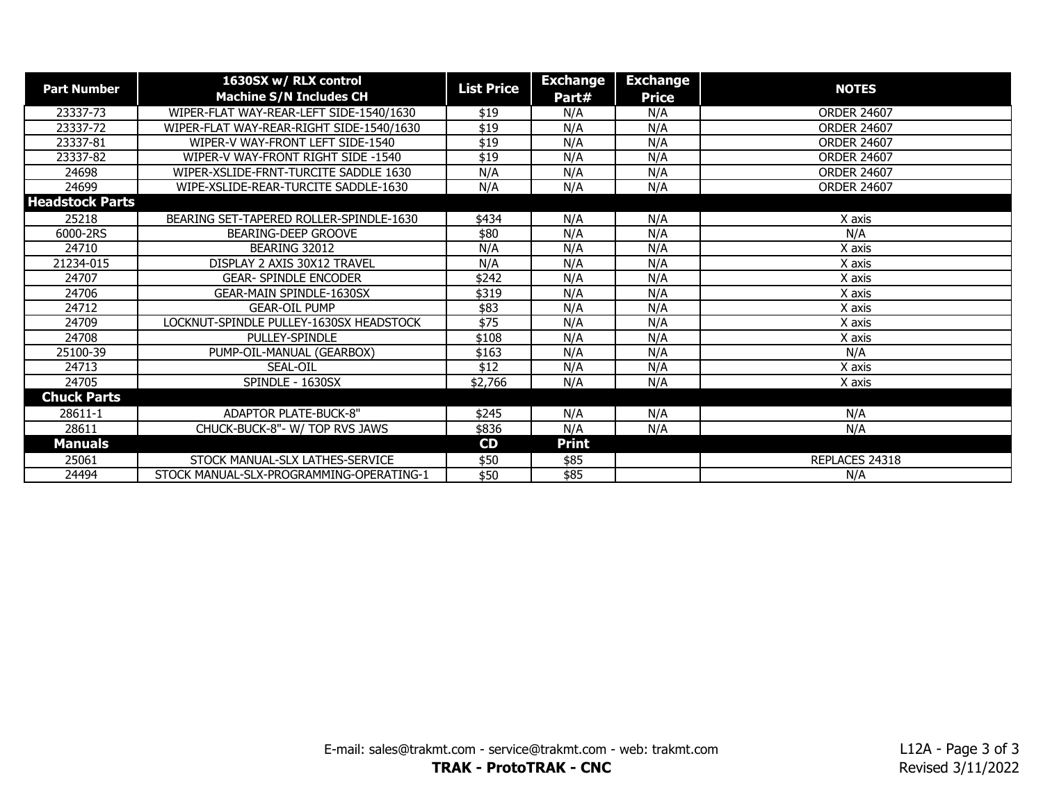| Part Number | 1630SX w/ RLX control Machine S/N Includes CH | List Price | Exchange Part# | Exchange Price | NOTES |
| --- | --- | --- | --- | --- | --- |
| 23337-73 | WIPER-FLAT WAY-REAR-LEFT SIDE-1540/1630 | $19 | N/A | N/A | ORDER 24607 |
| 23337-72 | WIPER-FLAT WAY-REAR-RIGHT SIDE-1540/1630 | $19 | N/A | N/A | ORDER 24607 |
| 23337-81 | WIPER-V WAY-FRONT LEFT SIDE-1540 | $19 | N/A | N/A | ORDER 24607 |
| 23337-82 | WIPER-V WAY-FRONT RIGHT SIDE -1540 | $19 | N/A | N/A | ORDER 24607 |
| 24698 | WIPER-XSLIDE-FRNT-TURCITE SADDLE 1630 | N/A | N/A | N/A | ORDER 24607 |
| 24699 | WIPE-XSLIDE-REAR-TURCITE SADDLE-1630 | N/A | N/A | N/A | ORDER 24607 |
| **Headstock Parts** | | | | | |
| 25218 | BEARING SET-TAPERED ROLLER-SPINDLE-1630 | $434 | N/A | N/A | X axis |
| 6000-2RS | BEARING-DEEP GROOVE | $80 | N/A | N/A | N/A |
| 24710 | BEARING 32012 | N/A | N/A | N/A | X axis |
| 21234-015 | DISPLAY 2 AXIS 30X12 TRAVEL | N/A | N/A | N/A | X axis |
| 24707 | GEAR- SPINDLE ENCODER | $242 | N/A | N/A | X axis |
| 24706 | GEAR-MAIN SPINDLE-1630SX | $319 | N/A | N/A | X axis |
| 24712 | GEAR-OIL PUMP | $83 | N/A | N/A | X axis |
| 24709 | LOCKNUT-SPINDLE PULLEY-1630SX HEADSTOCK | $75 | N/A | N/A | X axis |
| 24708 | PULLEY-SPINDLE | $108 | N/A | N/A | X axis |
| 25100-39 | PUMP-OIL-MANUAL (GEARBOX) | $163 | N/A | N/A | N/A |
| 24713 | SEAL-OIL | $12 | N/A | N/A | X axis |
| 24705 | SPINDLE - 1630SX | $2,766 | N/A | N/A | X axis |
| **Chuck Parts** | | | | | |
| 28611-1 | ADAPTOR PLATE-BUCK-8" | $245 | N/A | N/A | N/A |
| 28611 | CHUCK-BUCK-8"- W/ TOP RVS JAWS | $836 | N/A | N/A | N/A |
| **Manuals** | | **CD** | **Print** | | |
| 25061 | STOCK MANUAL-SLX LATHES-SERVICE | $50 | $85 | | REPLACES 24318 |
| 24494 | STOCK MANUAL-SLX-PROGRAMMING-OPERATING-1 | $50 | $85 | | N/A |

E-mail: sales@trakmt.com - service@trakmt.com - web: trakmt.com

**TRAK - ProtoTRAK - CNC**

L12A - Page 3 of 3
Revised 3/11/2022